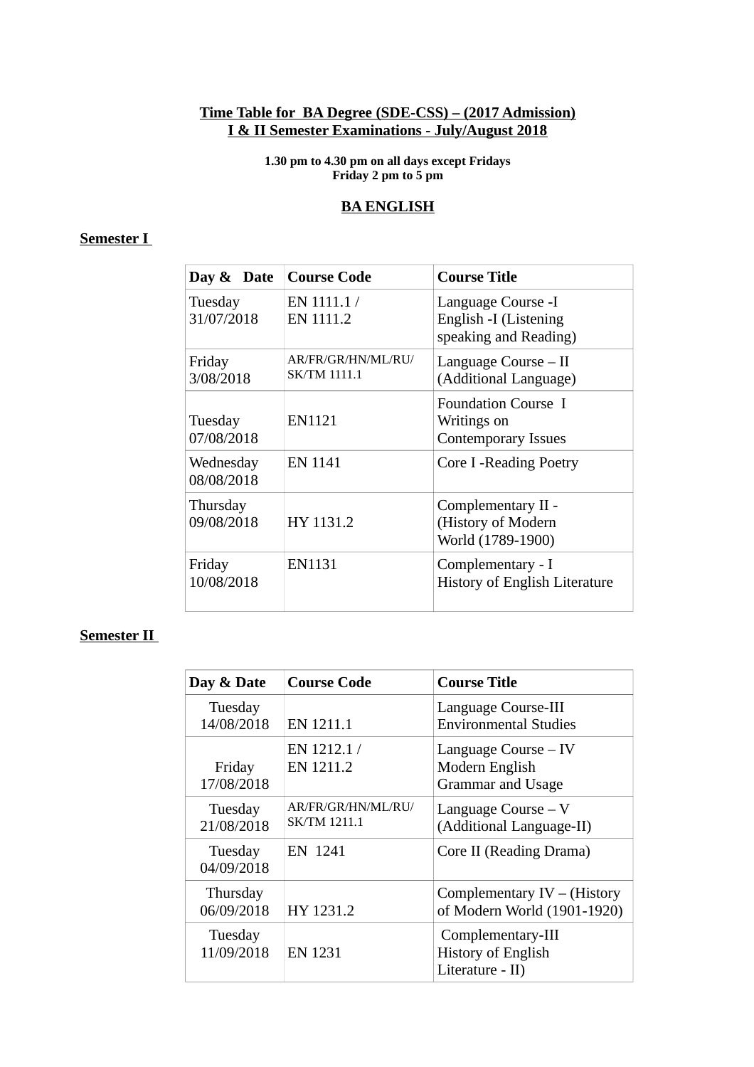**Time Table for BA Degree (SDE-CSS) – (2017 Admission)**
**I & II Semester Examinations - July/August 2018**

**1.30 pm to 4.30 pm on all days except Fridays**
**Friday 2 pm to 5 pm**

## BA ENGLISH

### Semester I

| Day & Date | Course Code | Course Title |
|---|---|---|
| Tuesday 31/07/2018 | EN 1111.1 / EN 1111.2 | Language Course -I English -I (Listening speaking and Reading) |
| Friday 3/08/2018 | AR/FR/GR/HN/ML/RU/ SK/TM 1111.1 | Language Course – II (Additional Language) |
| Tuesday 07/08/2018 | EN1121 | Foundation Course I Writings on Contemporary Issues |
| Wednesday 08/08/2018 | EN 1141 | Core I -Reading Poetry |
| Thursday 09/08/2018 | HY 1131.2 | Complementary II - (History of Modern World (1789-1900) |
| Friday 10/08/2018 | EN1131 | Complementary - I History of English Literature |

### Semester II

| Day & Date | Course Code | Course Title |
|---|---|---|
| Tuesday 14/08/2018 | EN 1211.1 | Language Course-III Environmental Studies |
| Friday 17/08/2018 | EN 1212.1 / EN 1211.2 | Language Course – IV Modern English Grammar and Usage |
| Tuesday 21/08/2018 | AR/FR/GR/HN/ML/RU/ SK/TM 1211.1 | Language Course – V (Additional Language-II) |
| Tuesday 04/09/2018 | EN 1241 | Core II (Reading Drama) |
| Thursday 06/09/2018 | HY 1231.2 | Complementary IV – (History of Modern World (1901-1920) |
| Tuesday 11/09/2018 | EN 1231 | Complementary-III History of English Literature - II) |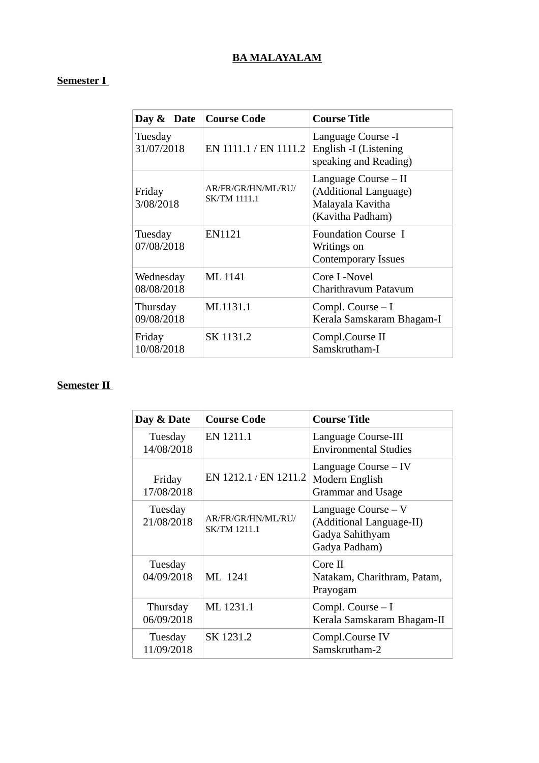**BA MALAYALAM**

**Semester I**

| Day & Date | Course Code | Course Title |
|---|---|---|
| Tuesday 31/07/2018 | EN 1111.1 / EN 1111.2 | Language Course -I English -I (Listening speaking and Reading) |
| Friday 3/08/2018 | AR/FR/GR/HN/ML/RU/ SK/TM 1111.1 | Language Course – II (Additional Language) Malayala Kavitha (Kavitha Padham) |
| Tuesday 07/08/2018 | EN1121 | Foundation Course I Writings on Contemporary Issues |
| Wednesday 08/08/2018 | ML 1141 | Core I -Novel Charithravum Patavum |
| Thursday 09/08/2018 | ML1131.1 | Compl. Course – I Kerala Samskaram Bhagam-I |
| Friday 10/08/2018 | SK 1131.2 | Compl.Course II Samskrutham-I |

**Semester II**

| Day & Date | Course Code | Course Title |
|---|---|---|
| Tuesday 14/08/2018 | EN 1211.1 | Language Course-III Environmental Studies |
| Friday 17/08/2018 | EN 1212.1 / EN 1211.2 | Language Course – IV Modern English Grammar and Usage |
| Tuesday 21/08/2018 | AR/FR/GR/HN/ML/RU/ SK/TM 1211.1 | Language Course – V (Additional Language-II) Gadya Sahithyam Gadya Padham) |
| Tuesday 04/09/2018 | ML 1241 | Core II Natakam, Charithram, Patam, Prayogam |
| Thursday 06/09/2018 | ML 1231.1 | Compl. Course – I Kerala Samskaram Bhagam-II |
| Tuesday 11/09/2018 | SK 1231.2 | Compl.Course IV Samskrutham-2 |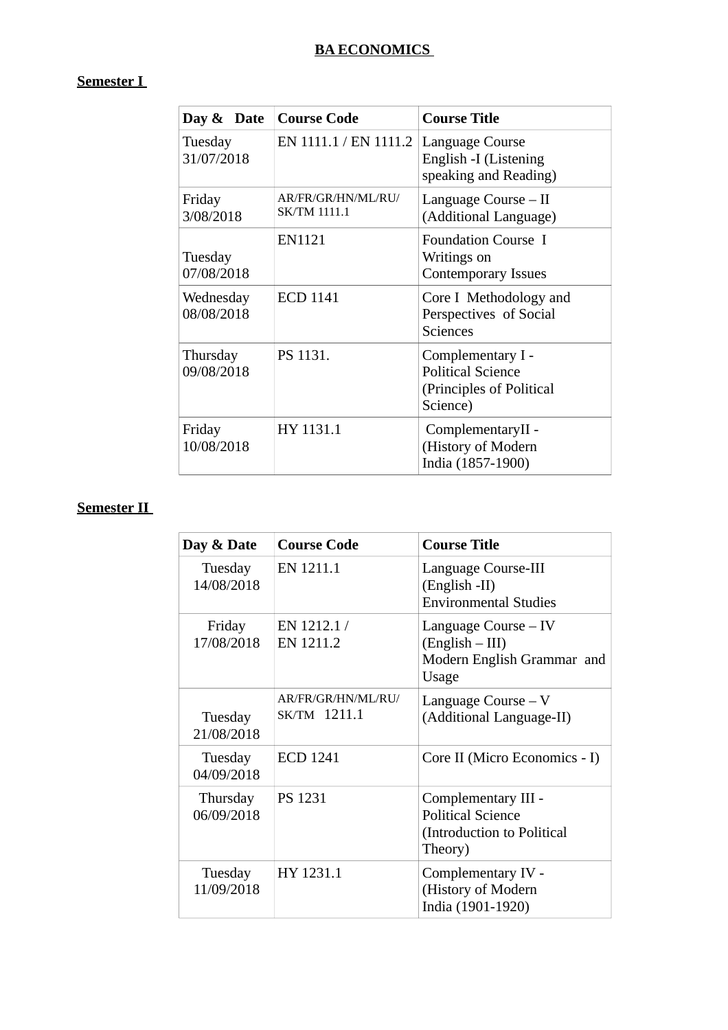**BA ECONOMICS**

**Semester I**

| Day & Date | Course Code | Course Title |
|---|---|---|
| Tuesday 31/07/2018 | EN 1111.1 / EN 1111.2 | Language Course English -I (Listening speaking and Reading) |
| Friday 3/08/2018 | AR/FR/GR/HN/ML/RU/ SK/TM 1111.1 | Language Course – II (Additional Language) |
| Tuesday 07/08/2018 | EN1121 | Foundation Course I Writings on Contemporary Issues |
| Wednesday 08/08/2018 | ECD 1141 | Core I Methodology and Perspectives of Social Sciences |
| Thursday 09/08/2018 | PS 1131. | Complementary I - Political Science (Principles of Political Science) |
| Friday 10/08/2018 | HY 1131.1 | ComplementaryII - (History of Modern India (1857-1900) |

**Semester II**

| Day & Date | Course Code | Course Title |
|---|---|---|
| Tuesday 14/08/2018 | EN 1211.1 | Language Course-III (English -II) Environmental Studies |
| Friday 17/08/2018 | EN 1212.1 / EN 1211.2 | Language Course – IV (English – III) Modern English Grammar and Usage |
| Tuesday 21/08/2018 | AR/FR/GR/HN/ML/RU/ SK/TM 1211.1 | Language Course – V (Additional Language-II) |
| Tuesday 04/09/2018 | ECD 1241 | Core II (Micro Economics - I) |
| Thursday 06/09/2018 | PS 1231 | Complementary III - Political Science (Introduction to Political Theory) |
| Tuesday 11/09/2018 | HY 1231.1 | Complementary IV - (History of Modern India (1901-1920) |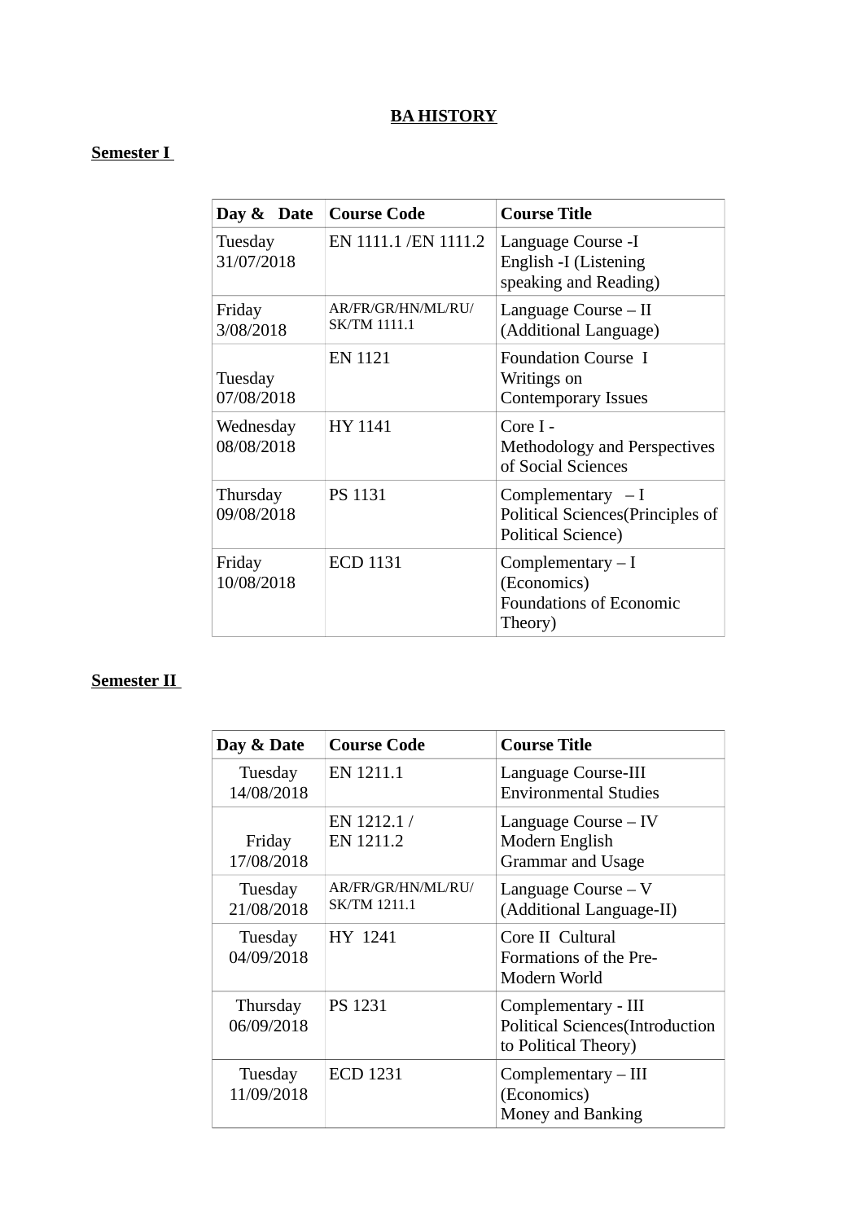**BA HISTORY**

**Semester I**

| Day & Date | Course Code | Course Title |
|---|---|---|
| Tuesday 31/07/2018 | EN 1111.1 /EN 1111.2 | Language Course -I English -I (Listening speaking and Reading) |
| Friday 3/08/2018 | AR/FR/GR/HN/ML/RU/ SK/TM 1111.1 | Language Course – II (Additional Language) |
| Tuesday 07/08/2018 | EN 1121 | Foundation Course I Writings on Contemporary Issues |
| Wednesday 08/08/2018 | HY 1141 | Core I - Methodology and Perspectives of Social Sciences |
| Thursday 09/08/2018 | PS 1131 | Complementary – I Political Sciences(Principles of Political Science) |
| Friday 10/08/2018 | ECD 1131 | Complementary – I (Economics) Foundations of Economic Theory) |

**Semester II**

| Day & Date | Course Code | Course Title |
|---|---|---|
| Tuesday 14/08/2018 | EN 1211.1 | Language Course-III Environmental Studies |
| Friday 17/08/2018 | EN 1212.1 / EN 1211.2 | Language Course – IV Modern English Grammar and Usage |
| Tuesday 21/08/2018 | AR/FR/GR/HN/ML/RU/ SK/TM 1211.1 | Language Course – V (Additional Language-II) |
| Tuesday 04/09/2018 | HY 1241 | Core II Cultural Formations of the Pre-Modern World |
| Thursday 06/09/2018 | PS 1231 | Complementary - III Political Sciences(Introduction to Political Theory) |
| Tuesday 11/09/2018 | ECD 1231 | Complementary – III (Economics) Money and Banking |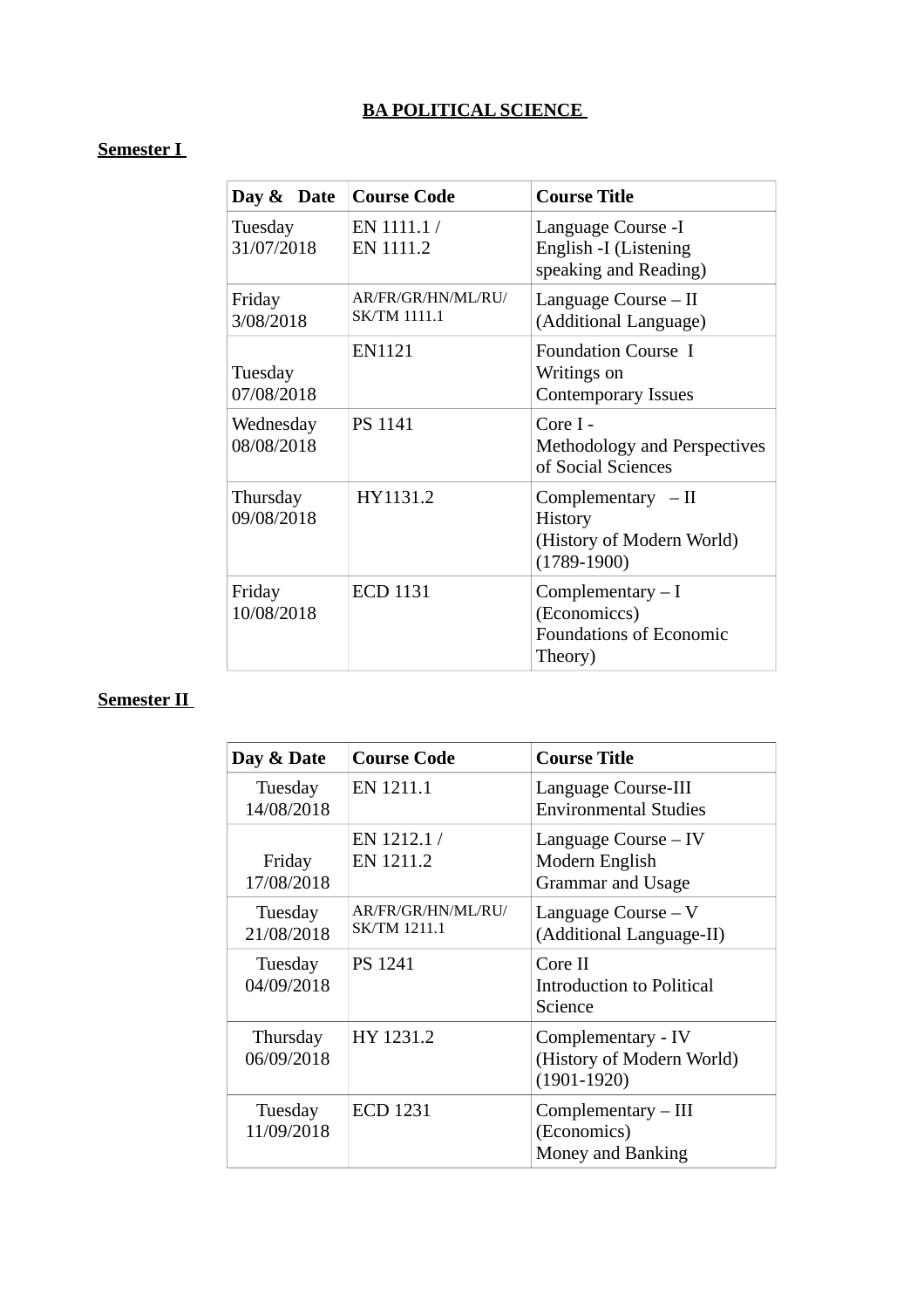**BA POLITICAL SCIENCE**

**Semester I**

| Day & Date | Course Code | Course Title |
|---|---|---|
| Tuesday 31/07/2018 | EN 1111.1 / EN 1111.2 | Language Course -I English -I (Listening speaking and Reading) |
| Friday 3/08/2018 | AR/FR/GR/HN/ML/RU/ SK/TM 1111.1 | Language Course – II (Additional Language) |
| Tuesday 07/08/2018 | EN1121 | Foundation Course I Writings on Contemporary Issues |
| Wednesday 08/08/2018 | PS 1141 | Core I - Methodology and Perspectives of Social Sciences |
| Thursday 09/08/2018 | HY1131.2 | Complementary – II History (History of Modern World) (1789-1900) |
| Friday 10/08/2018 | ECD 1131 | Complementary – I (Economiccs) Foundations of Economic Theory) |

**Semester II**

| Day & Date | Course Code | Course Title |
|---|---|---|
| Tuesday 14/08/2018 | EN 1211.1 | Language Course-III Environmental Studies |
| Friday 17/08/2018 | EN 1212.1 / EN 1211.2 | Language Course – IV Modern English Grammar and Usage |
| Tuesday 21/08/2018 | AR/FR/GR/HN/ML/RU/ SK/TM 1211.1 | Language Course – V (Additional Language-II) |
| Tuesday 04/09/2018 | PS 1241 | Core II Introduction to Political Science |
| Thursday 06/09/2018 | HY 1231.2 | Complementary - IV (History of Modern World) (1901-1920) |
| Tuesday 11/09/2018 | ECD 1231 | Complementary – III (Economics) Money and Banking |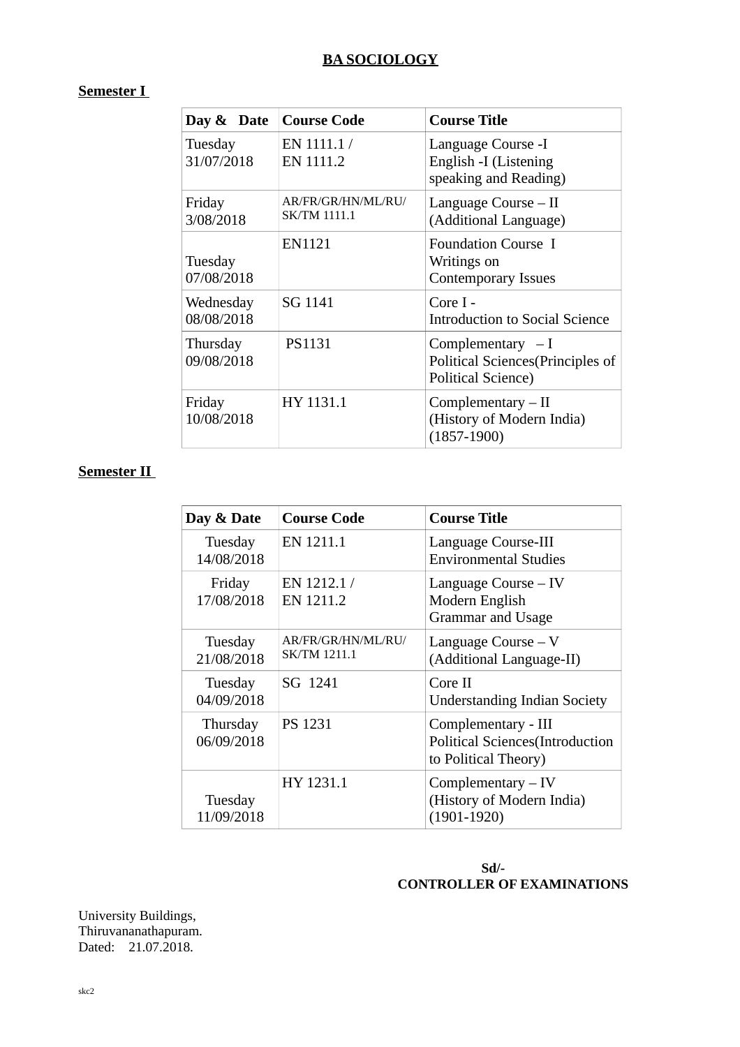# BA SOCIOLOGY

**Semester I**

| Day & Date | Course Code | Course Title |
|---|---|---|
| Tuesday 31/07/2018 | EN 1111.1 / EN 1111.2 | Language Course -I English -I (Listening speaking and Reading) |
| Friday 3/08/2018 | AR/FR/GR/HN/ML/RU/ SK/TM 1111.1 | Language Course – II (Additional Language) |
| Tuesday 07/08/2018 | EN1121 | Foundation Course I Writings on Contemporary Issues |
| Wednesday 08/08/2018 | SG 1141 | Core I - Introduction to Social Science |
| Thursday 09/08/2018 | PS1131 | Complementary – I Political Sciences(Principles of Political Science) |
| Friday 10/08/2018 | HY 1131.1 | Complementary – II (History of Modern India) (1857-1900) |

**Semester II**

| Day & Date | Course Code | Course Title |
|---|---|---|
| Tuesday 14/08/2018 | EN 1211.1 | Language Course-III Environmental Studies |
| Friday 17/08/2018 | EN 1212.1 / EN 1211.2 | Language Course – IV Modern English Grammar and Usage |
| Tuesday 21/08/2018 | AR/FR/GR/HN/ML/RU/ SK/TM 1211.1 | Language Course – V (Additional Language-II) |
| Tuesday 04/09/2018 | SG 1241 | Core II Understanding Indian Society |
| Thursday 06/09/2018 | PS 1231 | Complementary - III Political Sciences(Introduction to Political Theory) |
| Tuesday 11/09/2018 | HY 1231.1 | Complementary – IV (History of Modern India) (1901-1920) |

**Sd/-**
**CONTROLLER OF EXAMINATIONS**

University Buildings,
Thiruvananathapuram.
Dated: 21.07.2018.

skc2